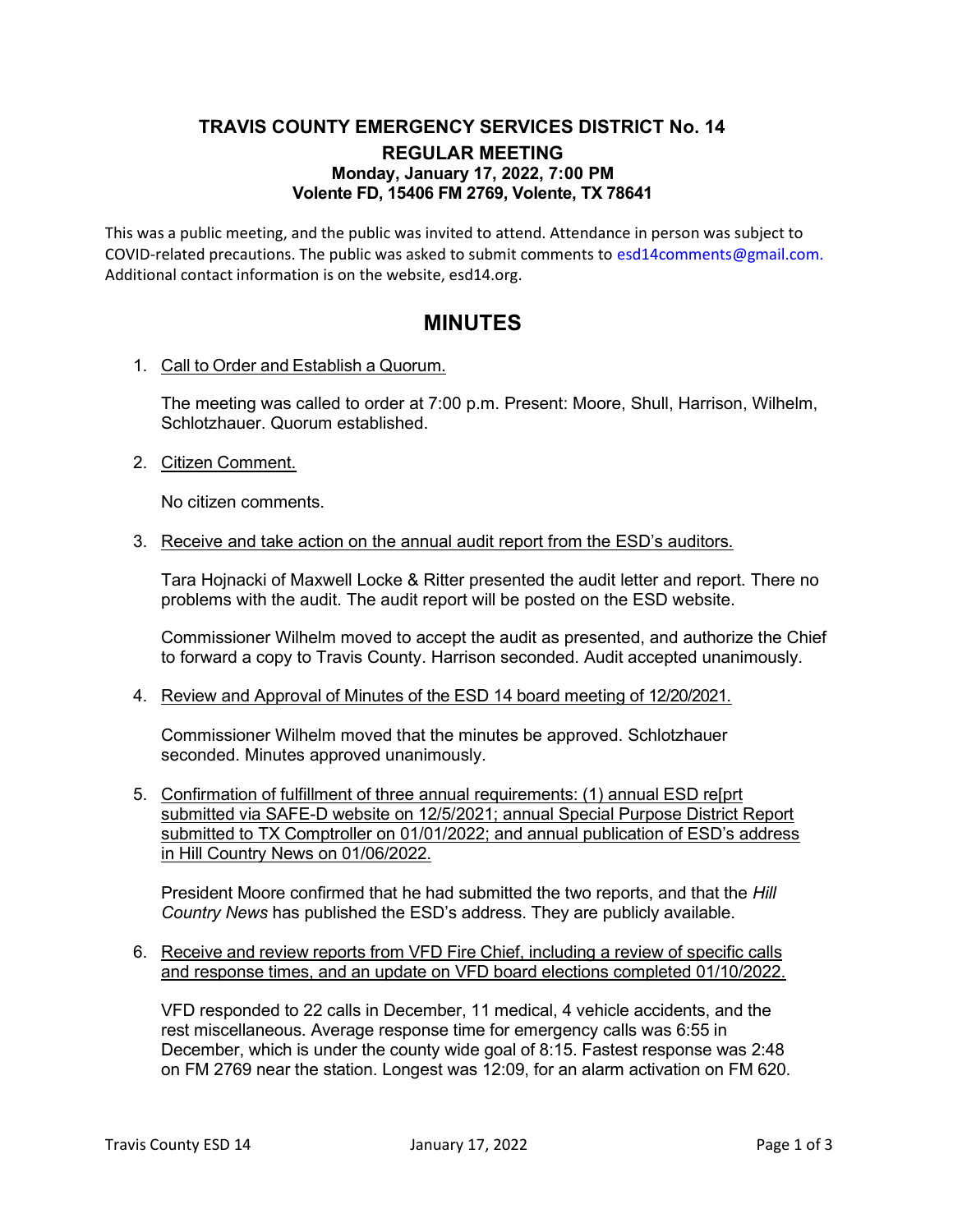# TRAVIS COUNTY EMERGENCY SERVICES DISTRICT No. 14

## REGULAR MEETING

**Monday, January 17, 2022, 7:00 PM**
**Volente FD, 15406 FM 2769, Volente, TX 78641**

This was a public meeting, and the public was invited to attend. Attendance in person was subject to COVID-related precautions. The public was asked to submit comments to esd14comments@gmail.com. Additional contact information is on the website, esd14.org.

## MINUTES

1. Call to Order and Establish a Quorum.

   The meeting was called to order at 7:00 p.m. Present: Moore, Shull, Harrison, Wilhelm, Schlotzhauer. Quorum established.

2. Citizen Comment.

   No citizen comments.

3. Receive and take action on the annual audit report from the ESD's auditors.

   Tara Hojnacki of Maxwell Locke & Ritter presented the audit letter and report. There no problems with the audit. The audit report will be posted on the ESD website.

   Commissioner Wilhelm moved to accept the audit as presented, and authorize the Chief to forward a copy to Travis County. Harrison seconded. Audit accepted unanimously.

4. Review and Approval of Minutes of the ESD 14 board meeting of 12/20/2021.

   Commissioner Wilhelm moved that the minutes be approved. Schlotzhauer seconded. Minutes approved unanimously.

5. Confirmation of fulfillment of three annual requirements: (1) annual ESD re[prt submitted via SAFE-D website on 12/5/2021; annual Special Purpose District Report submitted to TX Comptroller on 01/01/2022; and annual publication of ESD's address in Hill Country News on 01/06/2022.

   President Moore confirmed that he had submitted the two reports, and that the *Hill Country News* has published the ESD's address. They are publicly available.

6. Receive and review reports from VFD Fire Chief, including a review of specific calls and response times, and an update on VFD board elections completed 01/10/2022.

   VFD responded to 22 calls in December, 11 medical, 4 vehicle accidents, and the rest miscellaneous. Average response time for emergency calls was 6:55 in December, which is under the county wide goal of 8:15. Fastest response was 2:48 on FM 2769 near the station. Longest was 12:09, for an alarm activation on FM 620.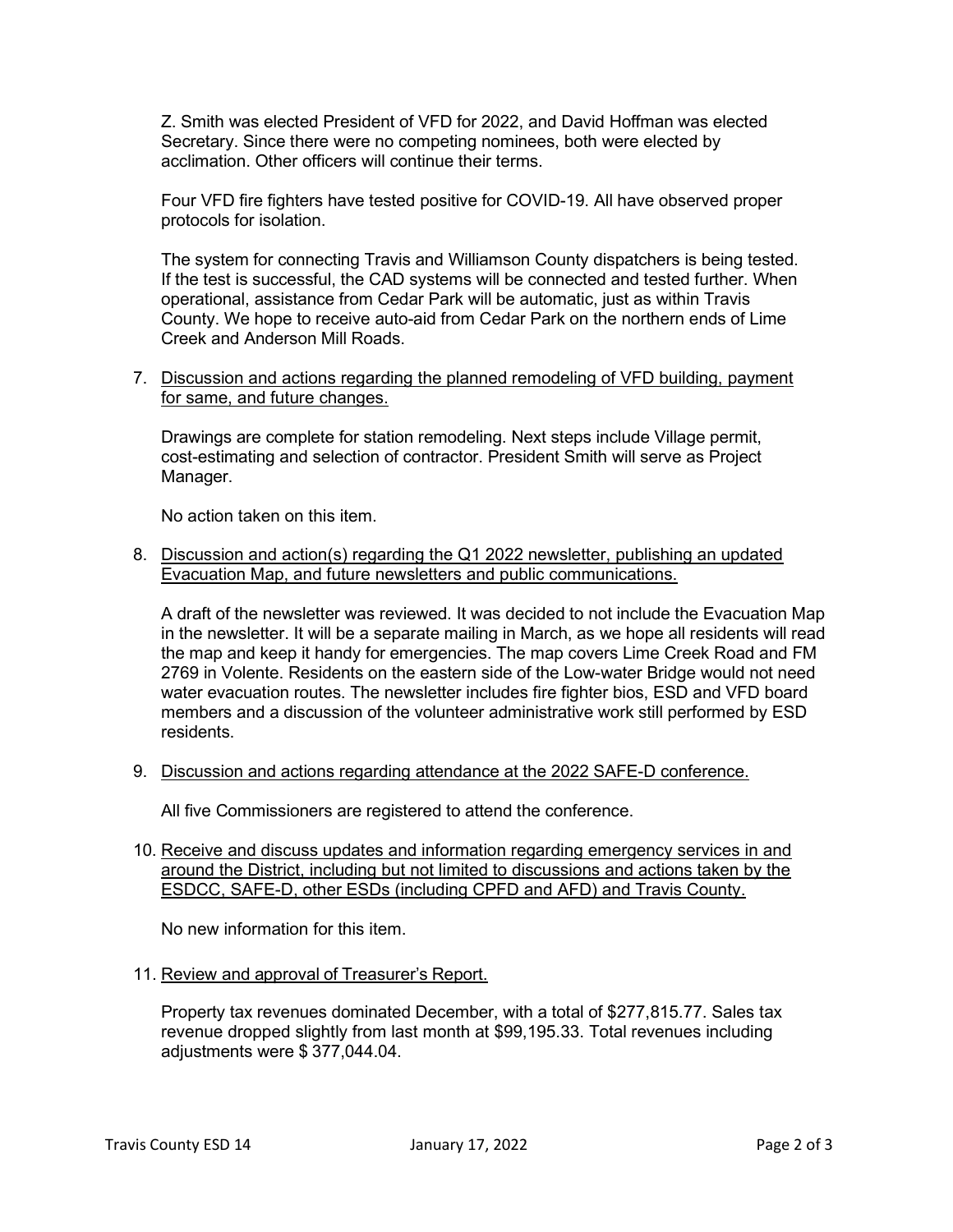Z. Smith was elected President of VFD for 2022, and David Hoffman was elected Secretary. Since there were no competing nominees, both were elected by acclimation. Other officers will continue their terms.

Four VFD fire fighters have tested positive for COVID-19. All have observed proper protocols for isolation.

The system for connecting Travis and Williamson County dispatchers is being tested. If the test is successful, the CAD systems will be connected and tested further. When operational, assistance from Cedar Park will be automatic, just as within Travis County. We hope to receive auto-aid from Cedar Park on the northern ends of Lime Creek and Anderson Mill Roads.

7. Discussion and actions regarding the planned remodeling of VFD building, payment for same, and future changes.

   Drawings are complete for station remodeling. Next steps include Village permit, cost-estimating and selection of contractor. President Smith will serve as Project Manager.

   No action taken on this item.

8. Discussion and action(s) regarding the Q1 2022 newsletter, publishing an updated Evacuation Map, and future newsletters and public communications.

   A draft of the newsletter was reviewed. It was decided to not include the Evacuation Map in the newsletter. It will be a separate mailing in March, as we hope all residents will read the map and keep it handy for emergencies. The map covers Lime Creek Road and FM 2769 in Volente. Residents on the eastern side of the Low-water Bridge would not need water evacuation routes. The newsletter includes fire fighter bios, ESD and VFD board members and a discussion of the volunteer administrative work still performed by ESD residents.

9. Discussion and actions regarding attendance at the 2022 SAFE-D conference.

   All five Commissioners are registered to attend the conference.

10. Receive and discuss updates and information regarding emergency services in and around the District, including but not limited to discussions and actions taken by the ESDCC, SAFE-D, other ESDs (including CPFD and AFD) and Travis County.

    No new information for this item.

11. Review and approval of Treasurer's Report.

    Property tax revenues dominated December, with a total of $277,815.77. Sales tax revenue dropped slightly from last month at $99,195.33. Total revenues including adjustments were $ 377,044.04.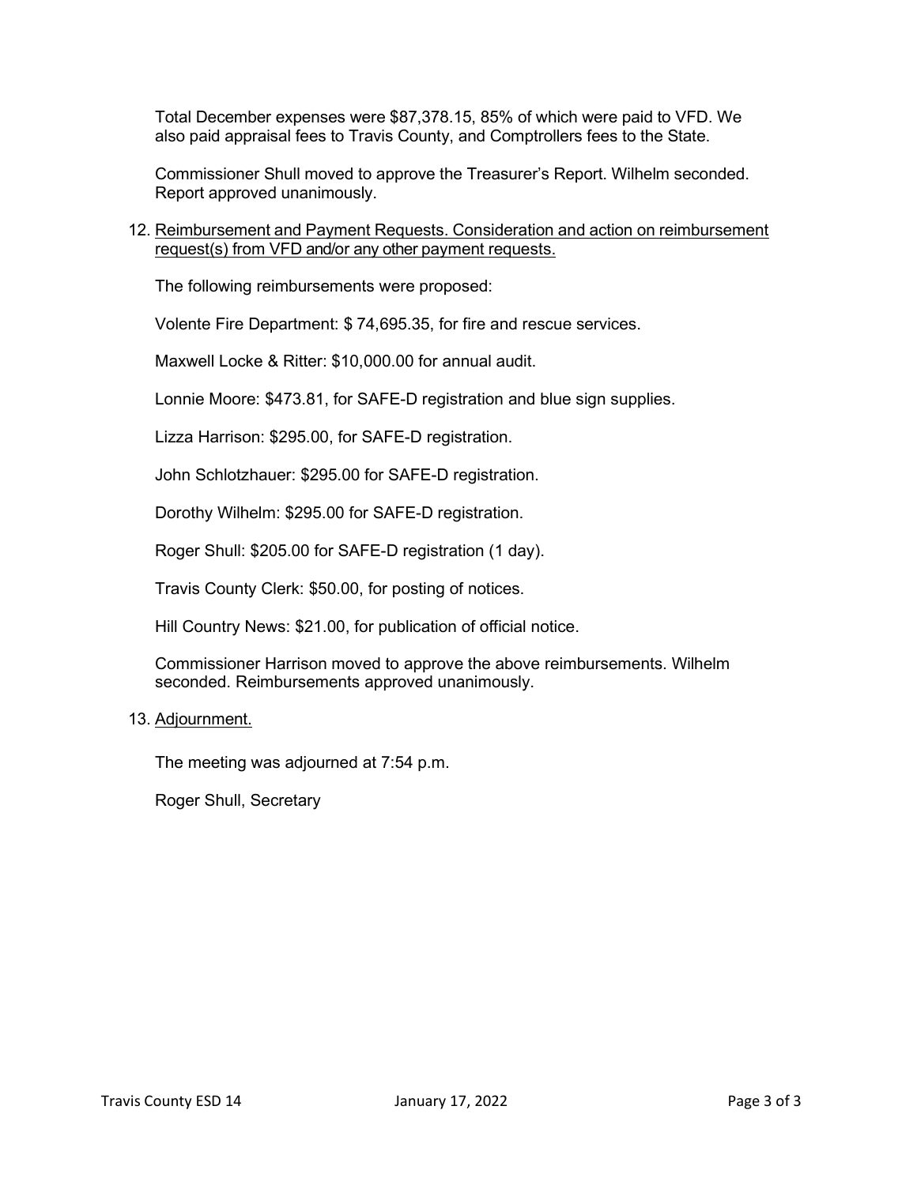Total December expenses were $87,378.15, 85% of which were paid to VFD. We also paid appraisal fees to Travis County, and Comptrollers fees to the State.

Commissioner Shull moved to approve the Treasurer's Report. Wilhelm seconded. Report approved unanimously.

12. Reimbursement and Payment Requests. Consideration and action on reimbursement request(s) from VFD and/or any other payment requests.

   The following reimbursements were proposed:

   Volente Fire Department: $ 74,695.35, for fire and rescue services.

   Maxwell Locke & Ritter: $10,000.00 for annual audit.

   Lonnie Moore: $473.81, for SAFE-D registration and blue sign supplies.

   Lizza Harrison: $295.00, for SAFE-D registration.

   John Schlotzhauer: $295.00 for SAFE-D registration.

   Dorothy Wilhelm: $295.00 for SAFE-D registration.

   Roger Shull: $205.00 for SAFE-D registration (1 day).

   Travis County Clerk: $50.00, for posting of notices.

   Hill Country News: $21.00, for publication of official notice.

   Commissioner Harrison moved to approve the above reimbursements. Wilhelm seconded. Reimbursements approved unanimously.

13. Adjournment.

   The meeting was adjourned at 7:54 p.m.

   Roger Shull, Secretary